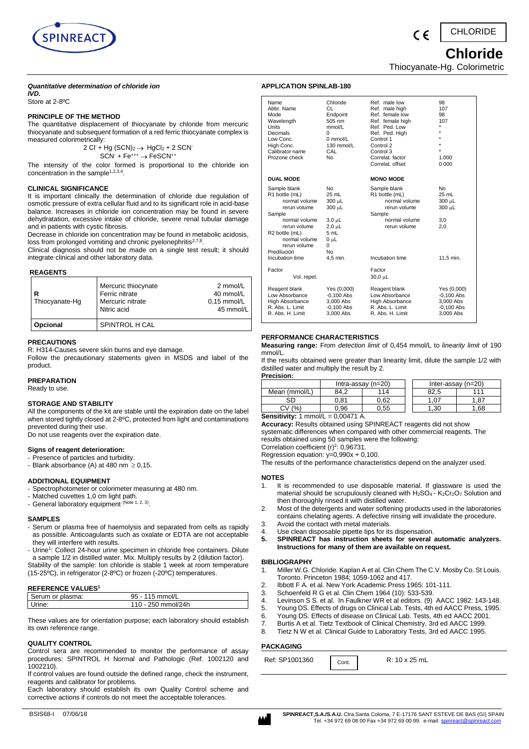# Chloride

Thiocyanate-Hg. Colorimetric

CHLORIDE

***Quantitative determination of chloride ion***
***IVD.***

Store at 2-8ºC

## PRINCIPLE OF THE METHOD

The quantitative displacement of thiocyanate by chloride from mercuric thiocyanate and subsequent formation of a red ferric thiocyanate complex is measured colorimetrically:

$$2\ Cl^- + Hg\ (SCN)_2 \rightarrow HgCl_2 + 2\ SCN^-$$
$$SCN^- + Fe^{+++} \rightarrow FeSCN^{++}$$

The intensity of the color formed is proportional to the chloride ion concentration in the sample[1,2,3,4].

## CLINICAL SIGNIFICANCE

It is important clinically the determination of chloride due regulation of osmotic pressure of extra cellular fluid and to its significant role in acid-base balance. Increases in chloride ion concentration may be found in severe dehydratation, excessive intake of chloride, severe renal tubular damage and in patients with cystic fibrosis.

Decrease in chloride ion concentration may be found in metabolic acidosis, loss from prolonged vomiting and chronic pyelonephritis[2,7,8].

Clinical diagnosis should not be made on a single test result; it should integrate clinical and other laboratory data.

## REAGENTS

| | | |
|---|---|---|
| **R** Thiocyanate-Hg | Mercuric thiocyanate<br>Ferric nitrate<br>Mercuric nitrate<br>Nitric acid | 2 mmol/L<br>40 mmol/L<br>0,15 mmol/L<br>45 mmol/L |
| **Opcional** | SPINTROL H CAL | |

## PRECAUTIONS

R: H314-Causes severe skin burns and eye damage.

Follow the precautionary statements given in MSDS and label of the product.

## PREPARATION

Ready to use.

## STORAGE AND STABILITY

All the components of the kit are stable until the expiration date on the label when stored tightly closed at 2-8ºC, protected from light and contaminations prevented during their use.

Do not use reagents over the expiration date.

### Signs of reagent deterioration:

- Presence of particles and turbidity.
- Blank absorbance (A) at 480 nm ≥ 0,15.

## ADDITIONAL EQUIPMENT

- Spectrophotometer or colorimeter measuring at 480 nm.
- Matched cuvettes 1,0 cm light path.
- General laboratory equipment (Note 1, 2, 3).

## SAMPLES

- Serum or plasma free of haemolysis and separated from cells as rapidly as possible. Anticoagulants such as oxalate or EDTA are not acceptable they will interfere with results.
- Urine[1]: Collect 24-hour urine specimen in chloride free containers. Dilute a sample 1/2 in distilled water. Mix. Multiply results by 2 (dilution factor).

Stability of the sample: Ion chloride is stable 1 week at room temperature (15-25ºC), in refrigerator (2-8ºC) or frozen (-20ºC) temperatures.

## REFERENCE VALUES[1]

| | |
|---|---|
| Serum or plasma: | 95 - 115 mmol/L |
| Urine: | 110 - 250 mmol/24h |

These values are for orientation purpose; each laboratory should establish its own reference range.

## QUALITY CONTROL

Control sera are recommended to monitor the performance of assay procedures: SPINTROL H Normal and Pathologic (Ref. 1002120 and 1002210).

If control values are found outside the defined range, check the instrument, reagents and calibrator for problems.

Each laboratory should establish its own Quality Control scheme and corrective actions if controls do not meet the acceptable tolerances.

## APPLICATION SPINLAB-180

| | | | |
|---|---|---|---|
| Name | Chloride | Ref. male low | 98 |
| Abbr. Name | CL | Ref. male high | 107 |
| Mode | Endpoint | Ref. female low | 98 |
| Wavelength | 505 nm | Ref. female high | 107 |
| Units | mmol/L | Ref. Ped. Low | * |
| Decimals | 0 | Ref. Ped. High | * |
| Low Conc. | 0 mmol/L | Control 1 | * |
| High Conc. | 130 mmol/L | Control 2 | * |
| Calibrator name | CAL | Control 3 | * |
| Prozone check | No | Correlat. factor | 1.000 |
| | | Correlat. offset | 0.000 |
| **DUAL MODE** | | **MONO MODE** | |
| Sample blank | No | Sample blank | No |
| R1 bottle (mL) | 25 mL | R1 bottle (mL) | 25 mL |
| normal volume | 300 µL | normal volume | 300 µL |
| rerun volume | 300 µL | rerun volume | 300 µL |
| Sample | | Sample | |
| normal volume | 3,0 µL | normal volume | 3,0 |
| rerun volume | 2,0 µL | rerun volume | 2,0 |
| R2 bottle (mL) | 5 mL | | |
| normal volume | 0 µL | | |
| rerun volume | 0 | | |
| Predilución | No | | |
| Incubation time | 4,5 min. | Incubation time | 11,5 min. |
| Factor | | Factor | |
| Vol. repet. | | 30,0 µL | |
| Reagent blank | Yes (0,000) | Reagent blank | Yes (0,000) |
| Low Absorbance | -0,100 Abs | Low Absorbance | -0,100 Abs |
| High Absorbance | 3,000 Abs | High Absorbance | 3,000 Abs |
| R. Abs. L. Limit | -0,100 Abs | R. Abs. L. Limit | -0,100 Abs |
| R. Abs. H. Limit | 3,000 Abs | R. Abs. H. Limit | 3,000 Abs |

## PERFORMANCE CHARACTERISTICS

**Measuring range:** From *detection limit* of 0,454 mmol/L to *linearity limit* of 190 mmol/L.

If the results obtained were greater than linearity limit, dilute the sample 1/2 with distilled water and multiply the result by 2.

**Precision:**

| | Intra-assay (n=20) | | Inter-assay (n=20) | |
|---|---|---|---|---|
| Mean (mmol/L) | 84,2 | 114 | 82,5 | 111 |
| SD | 0,81 | 0,62 | 1,07 | 1,87 |
| CV (%) | 0,96 | 0,55 | 1,30 | 1,68 |

**Sensitivity:** 1 mmol/L = 0,00471 A.

**Accuracy:** Results obtained using SPINREACT reagents did not show systematic differences when compared with other commercial reagents. The results obtained using 50 samples were the following:

Correlation coefficient $(r)^2$: 0,96731.

Regression equation: y=0,990x + 0,100.

The results of the performance characteristics depend on the analyzer used.

## NOTES

1. It is recommended to use disposable material. If glassware is used the material should be scrupulously cleaned with $H_2SO_4$ - $K_2Cr_2O_7$ Solution and then thoroughly rinsed it with distilled water.
2. Most of the detergents and water softening products used in the laboratories contains chelating agents. A defective rinsing will invalidate the procedure.
3. Avoid the contact with metal materials.
4. Use clean disposable pipette tips for its dispensation.
5. **SPINREACT has instruction sheets for several automatic analyzers. Instructions for many of them are available on request.**

## BIBLIOGRAPHY

1. Miller W.G. Chloride. Kaplan A et al. Clin Chem The C.V. Mosby Co. St Louis. Toronto. Princeton 1984; 1059-1062 and 417.
2. Ibbott F A. et al. New York Academic Press 1965: 101-111.
3. Schoenfeld R G et al. Clin Chem 1964 (10): 533-539.
4. Levinson S S. et al. In Faulkner WR et al editors. (9) AACC 1982: 143-148.
5. Young DS. Effects of drugs on Clinical Lab. Tests, 4th ed AACC Press, 1995.
6. Young DS. Effects of disease on Clinical Lab. Tests, 4th ed AACC 2001.
7. Burtis A et al. Tietz Textbook of Clinical Chemistry, 3rd ed AACC 1999.
8. Tietz N W et al. Clinical Guide to Laboratory Tests, 3rd ed AACC 1995.

## PACKAGING

| | | |
|---|---|---|
| Ref: SP1001360 | Cont. | R: 10 x 25 mL |

BSIS68-I 07/06/18

**SPINREACT,S.A./S.A.U.** Ctra.Santa Coloma, 7 E-17176 SANT ESTEVE DE BAS (GI) SPAIN
Tel. +34 972 69 08 00 Fax +34 972 69 00 99. e-mail: spinreact@spinreact.com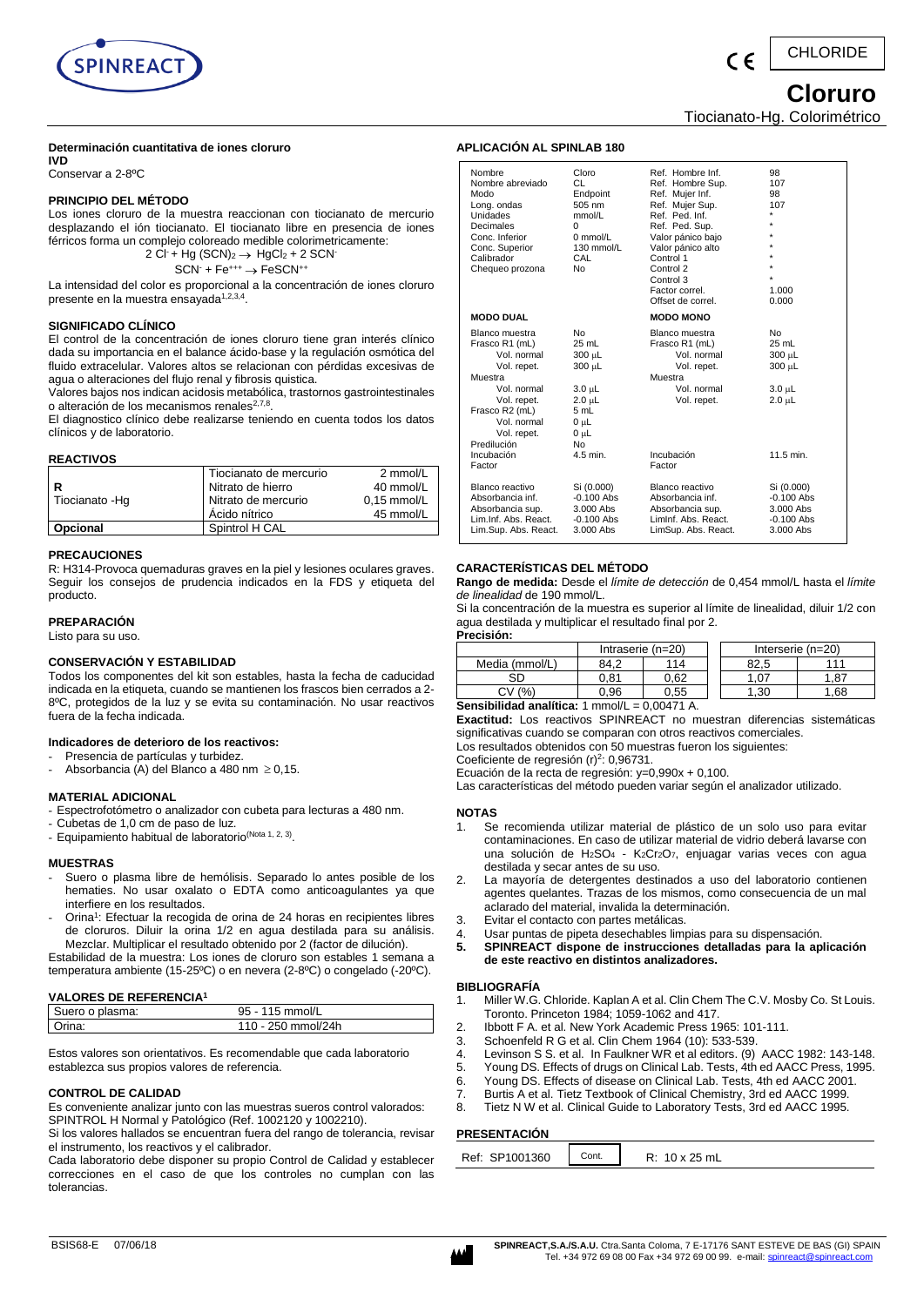CHLORIDE

# Cloruro

Tiocianato-Hg. Colorimétrico

**Determinación cuantitativa de iones cloruro**

**IVD**

Conservar a 2-8ºC

## PRINCIPIO DEL MÉTODO

Los iones cloruro de la muestra reaccionan con tiocianato de mercurio desplazando el ión tiocianato. El tiocianato libre en presencia de iones férricos forma un complejo coloreado medible colorimetricamente:

$$2\ Cl^- + Hg(SCN)_2 \rightarrow HgCl_2 + 2\ SCN^-$$

$$SCN^- + Fe^{+++} \rightarrow FeSCN^{++}$$

La intensidad del color es proporcional a la concentración de iones cloruro presente en la muestra ensayada[1,2,3,4].

## SIGNIFICADO CLÍNICO

El control de la concentración de iones cloruro tiene gran interés clínico dada su importancia en el balance ácido-base y la regulación osmótica del fluido extracelular. Valores altos se relacionan con pérdidas excesivas de agua o alteraciones del flujo renal y fibrosis quistica.

Valores bajos nos indican acidosis metabólica, trastornos gastrointestinales o alteración de los mecanismos renales[2,7,8].

El diagnostico clínico debe realizarse teniendo en cuenta todos los datos clínicos y de laboratorio.

## REACTIVOS

| | | |
|---|---|---|
| **R** Tiocianato -Hg | Tiocianato de mercurio | 2 mmol/L |
| | Nitrato de hierro | 40 mmol/L |
| | Nitrato de mercurio | 0,15 mmol/L |
| | Ácido nítrico | 45 mmol/L |
| **Opcional** | Spintrol H CAL | |

## PRECAUCIONES

R: H314-Provoca quemaduras graves en la piel y lesiones oculares graves. Seguir los consejos de prudencia indicados en la FDS y etiqueta del producto.

## PREPARACIÓN

Listo para su uso.

## CONSERVACIÓN Y ESTABILIDAD

Todos los componentes del kit son estables, hasta la fecha de caducidad indicada en la etiqueta, cuando se mantienen los frascos bien cerrados a 2-8ºC, protegidos de la luz y se evita su contaminación. No usar reactivos fuera de la fecha indicada.

**Indicadores de deterioro de los reactivos:**

- Presencia de partículas y turbidez.
- Absorbancia (A) del Blanco a 480 nm ≥ 0,15.

## MATERIAL ADICIONAL

- Espectrofotómetro o analizador con cubeta para lecturas a 480 nm.
- Cubetas de 1,0 cm de paso de luz.
- Equipamiento habitual de laboratorio(Nota 1, 2, 3).

## MUESTRAS

- Suero o plasma libre de hemólisis. Separado lo antes posible de los hematies. No usar oxalato o EDTA como anticoagulantes ya que interfiere en los resultados.
- Orina[1]: Efectuar la recogida de orina de 24 horas en recipientes libres de cloruros. Diluir la orina 1/2 en agua destilada para su análisis. Mezclar. Multiplicar el resultado obtenido por 2 (factor de dilución).

Estabilidad de la muestra: Los iones de cloruro son estables 1 semana a temperatura ambiente (15-25ºC) o en nevera (2-8ºC) o congelado (-20ºC).

## VALORES DE REFERENCIA[1]

| | |
|---|---|
| Suero o plasma: | 95 - 115 mmol/L |
| Orina: | 110 - 250 mmol/24h |

Estos valores son orientativos. Es recomendable que cada laboratorio establezca sus propios valores de referencia.

## CONTROL DE CALIDAD

Es conveniente analizar junto con las muestras sueros control valorados: SPINTROL H Normal y Patológico (Ref. 1002120 y 1002210).

Si los valores hallados se encuentran fuera del rango de tolerancia, revisar el instrumento, los reactivos y el calibrador.

Cada laboratorio debe disponer su propio Control de Calidad y establecer correcciones en el caso de que los controles no cumplan con las tolerancias.

## APLICACIÓN AL SPINLAB 180

| | | | |
|---|---|---|---|
| Nombre | Cloro | Ref. Hombre Inf. | 98 |
| Nombre abreviado | CL | Ref. Hombre Sup. | 107 |
| Modo | Endpoint | Ref. Mujer Inf. | 98 |
| Long. ondas | 505 nm | Ref. Mujer Sup. | 107 |
| Unidades | mmol/L | Ref. Ped. Inf. | * |
| Decimales | 0 | Ref. Ped. Sup. | * |
| Conc. Inferior | 0 mmol/L | Valor pánico bajo | * |
| Conc. Superior | 130 mmol/L | Valor pánico alto | * |
| Calibrador | CAL | Control 1 | * |
| Chequeo prozona | No | Control 2 | * |
| | | Control 3 | * |
| | | Factor correl. | 1.000 |
| | | Offset de correl. | 0.000 |
| **MODO DUAL** | | **MODO MONO** | |
| Blanco muestra | No | Blanco muestra | No |
| Frasco R1 (mL) | 25 mL | Frasco R1 (mL) | 25 mL |
| Vol. normal | 300 µL | Vol. normal | 300 µL |
| Vol. repet. | 300 µL | Vol. repet. | 300 µL |
| Muestra | | Muestra | |
| Vol. normal | 3.0 µL | Vol. normal | 3.0 µL |
| Vol. repet. | 2.0 µL | Vol. repet. | 2.0 µL |
| Frasco R2 (mL) | 5 mL | | |
| Vol. normal | 0 µL | | |
| Vol. repet. | 0 µL | | |
| Predilución | No | | |
| Incubación | 4.5 min. | Incubación | 11.5 min. |
| Factor | | Factor | |
| Blanco reactivo | Si (0.000) | Blanco reactivo | Si (0.000) |
| Absorbancia inf. | -0.100 Abs | Absorbancia inf. | -0.100 Abs |
| Absorbancia sup. | 3.000 Abs | Absorbancia sup. | 3.000 Abs |
| Lim.Inf. Abs. React. | -0.100 Abs | LimInf. Abs. React. | -0.100 Abs |
| Lim.Sup. Abs. React. | 3.000 Abs | LimSup. Abs. React. | 3.000 Abs |

## CARACTERÍSTICAS DEL MÉTODO

**Rango de medida:** Desde el *límite de detección* de 0,454 mmol/L hasta el *límite de linealidad* de 190 mmol/L.

Si la concentración de la muestra es superior al límite de linealidad, diluir 1/2 con agua destilada y multiplicar el resultado final por 2.

**Precisión:**

| | Intraserie (n=20) | | Interserie (n=20) | |
|---|---|---|---|---|
| Media (mmol/L) | 84,2 | 114 | 82,5 | 111 |
| SD | 0,81 | 0,62 | 1,07 | 1,87 |
| CV (%) | 0,96 | 0,55 | 1,30 | 1,68 |

**Sensibilidad analítica:** 1 mmol/L = 0,00471 A.

**Exactitud:** Los reactivos SPINREACT no muestran diferencias sistemáticas significativas cuando se comparan con otros reactivos comerciales.

Los resultados obtenidos con 50 muestras fueron los siguientes:

Coeficiente de regresión $(r)^2$: 0,96731.

Ecuación de la recta de regresión: y=0,990x + 0,100.

Las características del método pueden variar según el analizador utilizado.

## NOTAS

1. Se recomienda utilizar material de plástico de un solo uso para evitar contaminaciones. En caso de utilizar material de vidrio deberá lavarse con una solución de $H_2SO_4$ - $K_2Cr_2O_7$, enjuagar varias veces con agua destilada y secar antes de su uso.
2. La mayoría de detergentes destinados a uso del laboratorio contienen agentes quelantes. Trazas de los mismos, como consecuencia de un mal aclarado del material, invalida la determinación.
3. Evitar el contacto con partes metálicas.
4. Usar puntas de pipeta desechables limpias para su dispensación.
5. **SPINREACT dispone de instrucciones detalladas para la aplicación de este reactivo en distintos analizadores.**

## BIBLIOGRAFÍA

1. Miller W.G. Chloride. Kaplan A et al. Clin Chem The C.V. Mosby Co. St Louis. Toronto. Princeton 1984; 1059-1062 and 417.
2. Ibbott F A. et al. New York Academic Press 1965: 101-111.
3. Schoenfeld R G et al. Clin Chem 1964 (10): 533-539.
4. Levinson S S. et al. In Faulkner WR et al editors. (9) AACC 1982: 143-148.
5. Young DS. Effects of drugs on Clinical Lab. Tests, 4th ed AACC Press, 1995.
6. Young DS. Effects of disease on Clinical Lab. Tests, 4th ed AACC 2001.
7. Burtis A et al. Tietz Textbook of Clinical Chemistry, 3rd ed AACC 1999.
8. Tietz N W et al. Clinical Guide to Laboratory Tests, 3rd ed AACC 1995.

## PRESENTACIÓN

| | | |
|---|---|---|
| Ref: SP1001360 | Cont. | R: 10 x 25 mL |

BSIS68-E 07/06/18

SPINREACT,S.A./S.A.U. Ctra.Santa Coloma, 7 E-17176 SANT ESTEVE DE BAS (GI) SPAIN Tel. +34 972 69 08 00 Fax +34 972 69 00 99. e-mail: spinreact@spinreact.com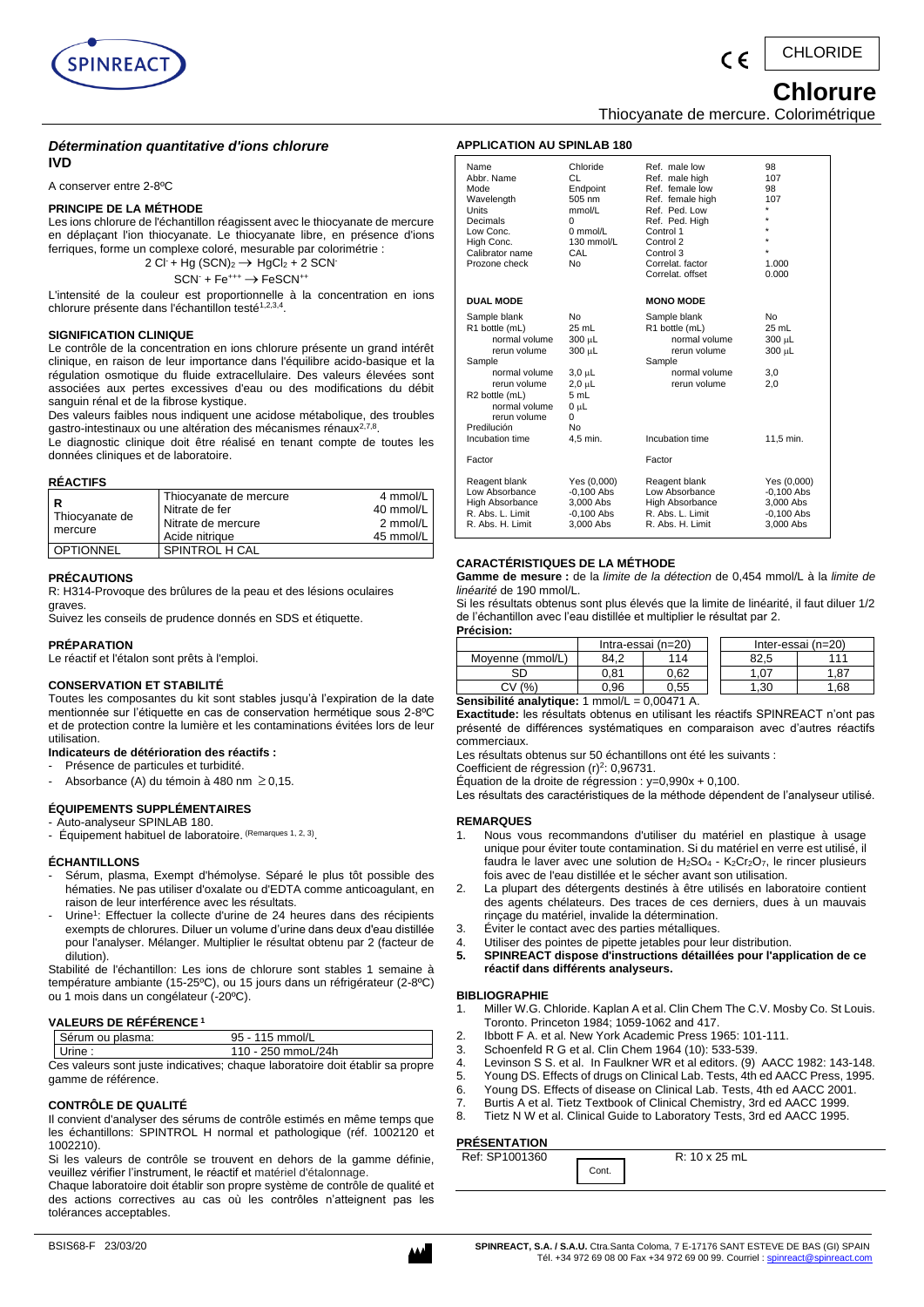SPINREACT

CE CHLORIDE

# Chlorure

Thiocyanate de mercure. Colorimétrique

## *Détermination quantitative d'ions chlorure*

**IVD**

A conserver entre 2-8ºC

### PRINCIPE DE LA MÉTHODE

Les ions chlorure de l'échantillon réagissent avec le thiocyanate de mercure en déplaçant l'ion thiocyanate. Le thiocyanate libre, en présence d'ions ferriques, forme un complexe coloré, mesurable par colorimétrie :

$$2\ Cl^- + Hg\ (SCN)_2 \rightarrow HgCl_2 + 2\ SCN^-$$

$$SCN^- + Fe^{+++} \rightarrow FeSCN^{++}$$

L'intensité de la couleur est proportionnelle à la concentration en ions chlorure présente dans l'échantillon testé[1,2,3,4].

### SIGNIFICATION CLINIQUE

Le contrôle de la concentration en ions chlorure présente un grand intérêt clinique, en raison de leur importance dans l'équilibre acido-basique et la régulation osmotique du fluide extracellulaire. Des valeurs élevées sont associées aux pertes excessives d'eau ou des modifications du débit sanguin rénal et de la fibrose kystique.

Des valeurs faibles nous indiquent une acidose métabolique, des troubles gastro-intestinaux ou une altération des mécanismes rénaux[2,7,8].

Le diagnostic clinique doit être réalisé en tenant compte de toutes les données cliniques et de laboratoire.

### RÉACTIFS

| | | |
|---|---|---|
| **R** Thiocyanate de mercure | Thiocyanate de mercure | 4 mmol/L |
| | Nitrate de fer | 40 mmol/L |
| | Nitrate de mercure | 2 mmol/L |
| | Acide nitrique | 45 mmol/L |
| OPTIONNEL | SPINTROL H CAL | |

### PRÉCAUTIONS

R: H314-Provoque des brûlures de la peau et des lésions oculaires graves.

Suivez les conseils de prudence donnés en SDS et étiquette.

### PRÉPARATION

Le réactif et l'étalon sont prêts à l'emploi.

### CONSERVATION ET STABILITÉ

Toutes les composantes du kit sont stables jusqu'à l'expiration de la date mentionnée sur l'étiquette en cas de conservation hermétique sous 2-8ºC et de protection contre la lumière et les contaminations évitées lors de leur utilisation.

**Indicateurs de détérioration des réactifs :**

- Présence de particules et turbidité.
- Absorbance (A) du témoin à 480 nm $\geq 0{,}15$.

### ÉQUIPEMENTS SUPPLÉMENTAIRES

- Auto-analyseur SPINLAB 180.
- Équipement habituel de laboratoire. (Remarques 1, 2, 3).

### ÉCHANTILLONS

- Sérum, plasma, Exempt d'hémolyse. Séparé le plus tôt possible des hématies. Ne pas utiliser d'oxalate ou d'EDTA comme anticoagulant, en raison de leur interférence avec les résultats.
- Urine[1]: Effectuer la collecte d'urine de 24 heures dans des récipients exempts de chlorures. Diluer un volume d'urine dans deux d'eau distillée pour l'analyser. Mélanger. Multiplier le résultat obtenu par 2 (facteur de dilution).

Stabilité de l'échantillon: Les ions de chlorure sont stables 1 semaine à température ambiante (15-25ºC), ou 15 jours dans un réfrigérateur (2-8ºC) ou 1 mois dans un congélateur (-20ºC).

### VALEURS DE RÉFÉRENCE [1]

| | |
|---|---|
| Sérum ou plasma: | 95 - 115 mmol/L |
| Urine : | 110 - 250 mmoL/24h |

Ces valeurs sont juste indicatives; chaque laboratoire doit établir sa propre gamme de référence.

### CONTRÔLE DE QUALITÉ

Il convient d'analyser des sérums de contrôle estimés en même temps que les échantillons: SPINTROL H normal et pathologique (réf. 1002120 et 1002210).

Si les valeurs de contrôle se trouvent en dehors de la gamme définie, veuillez vérifier l'instrument, le réactif et matériel d'étalonnage.

Chaque laboratoire doit établir son propre système de contrôle de qualité et des actions correctives au cas où les contrôles n'atteignent pas les tolérances acceptables.

### APPLICATION AU SPINLAB 180

| | | | |
|---|---|---|---|
| Name | Chloride | Ref. male low | 98 |
| Abbr. Name | CL | Ref. male high | 107 |
| Mode | Endpoint | Ref. female low | 98 |
| Wavelength | 505 nm | Ref. female high | 107 |
| Units | mmol/L | Ref. Ped. Low | * |
| Decimals | 0 | Ref. Ped. High | * |
| Low Conc. | 0 mmol/L | Control 1 | * |
| High Conc. | 130 mmol/L | Control 2 | * |
| Calibrator name | CAL | Control 3 | * |
| Prozone check | No | Correlat. factor | 1.000 |
| | | Correlat. offset | 0.000 |
| **DUAL MODE** | | **MONO MODE** | |
| Sample blank | No | Sample blank | No |
| R1 bottle (mL) | 25 mL | R1 bottle (mL) | 25 mL |
| normal volume | 300 µL | normal volume | 300 µL |
| rerun volume | 300 µL | rerun volume | 300 µL |
| Sample | | Sample | |
| normal volume | 3,0 µL | normal volume | 3,0 |
| rerun volume | 2,0 µL | rerun volume | 2,0 |
| R2 bottle (mL) | 5 mL | | |
| normal volume | 0 µL | | |
| rerun volume | 0 | | |
| Predilución | No | | |
| Incubation time | 4,5 min. | Incubation time | 11,5 min. |
| Factor | | Factor | |
| Reagent blank | Yes (0,000) | Reagent blank | Yes (0,000) |
| Low Absorbance | -0,100 Abs | Low Absorbance | -0,100 Abs |
| High Absorbance | 3,000 Abs | High Absorbance | 3,000 Abs |
| R. Abs. L. Limit | -0,100 Abs | R. Abs. L. Limit | -0,100 Abs |
| R. Abs. H. Limit | 3,000 Abs | R. Abs. H. Limit | 3,000 Abs |

### CARACTÉRISTIQUES DE LA MÉTHODE

**Gamme de mesure :** de la *limite de la détection* de 0,454 mmol/L à la *limite de linéarité* de 190 mmol/L.

Si les résultats obtenus sont plus élevés que la limite de linéarité, il faut diluer 1/2 de l'échantillon avec l'eau distillée et multiplier le résultat par 2.

**Précision:**

| | Intra-essai (n=20) | | Inter-essai (n=20) | |
|---|---|---|---|---|
| Moyenne (mmol/L) | 84,2 | 114 | 82,5 | 111 |
| SD | 0,81 | 0,62 | 1,07 | 1,87 |
| CV (%) | 0,96 | 0,55 | 1,30 | 1,68 |

**Sensibilité analytique:** 1 mmol/L = 0,00471 A.

**Exactitude:** les résultats obtenus en utilisant les réactifs SPINREACT n'ont pas présenté de différences systématiques en comparaison avec d'autres réactifs commerciaux.

Les résultats obtenus sur 50 échantillons ont été les suivants :

Coefficient de régression $(r)^2$: 0,96731.

Équation de la droite de régression : y=0,990x + 0,100.

Les résultats des caractéristiques de la méthode dépendent de l'analyseur utilisé.

### REMARQUES

1. Nous vous recommandons d'utiliser du matériel en plastique à usage unique pour éviter toute contamination. Si du matériel en verre est utilisé, il faudra le laver avec une solution de $H_2SO_4$ - $K_2Cr_2O_7$, le rincer plusieurs fois avec de l'eau distillée et le sécher avant son utilisation.
2. La plupart des détergents destinés à être utilisés en laboratoire contient des agents chélateurs. Des traces de ces derniers, dues à un mauvais rinçage du matériel, invalide la détermination.
3. Éviter le contact avec des parties métalliques.
4. Utiliser des pointes de pipette jetables pour leur distribution.
5. **SPINREACT dispose d'instructions détaillées pour l'application de ce réactif dans différents analyseurs.**

### BIBLIOGRAPHIE

1. Miller W.G. Chloride. Kaplan A et al. Clin Chem The C.V. Mosby Co. St Louis. Toronto. Princeton 1984; 1059-1062 and 417.
2. Ibbott F A. et al. New York Academic Press 1965: 101-111.
3. Schoenfeld R G et al. Clin Chem 1964 (10): 533-539.
4. Levinson S S. et al. In Faulkner WR et al editors. (9) AACC 1982: 143-148.
5. Young DS. Effects of drugs on Clinical Lab. Tests, 4th ed AACC Press, 1995.
6. Young DS. Effects of disease on Clinical Lab. Tests, 4th ed AACC 2001.
7. Burtis A et al. Tietz Textbook of Clinical Chemistry, 3rd ed AACC 1999.
8. Tietz N W et al. Clinical Guide to Laboratory Tests, 3rd ed AACC 1995.

### PRÉSENTATION

| | | |
|---|---|---|
| Ref: SP1001360 | Cont. | R: 10 x 25 mL |

BSIS68-F 23/03/20

**SPINREACT, S.A. / S.A.U.** Ctra.Santa Coloma, 7 E-17176 SANT ESTEVE DE BAS (GI) SPAIN
Tél. +34 972 69 08 00 Fax +34 972 69 00 99. Courriel : spinreact@spinreact.com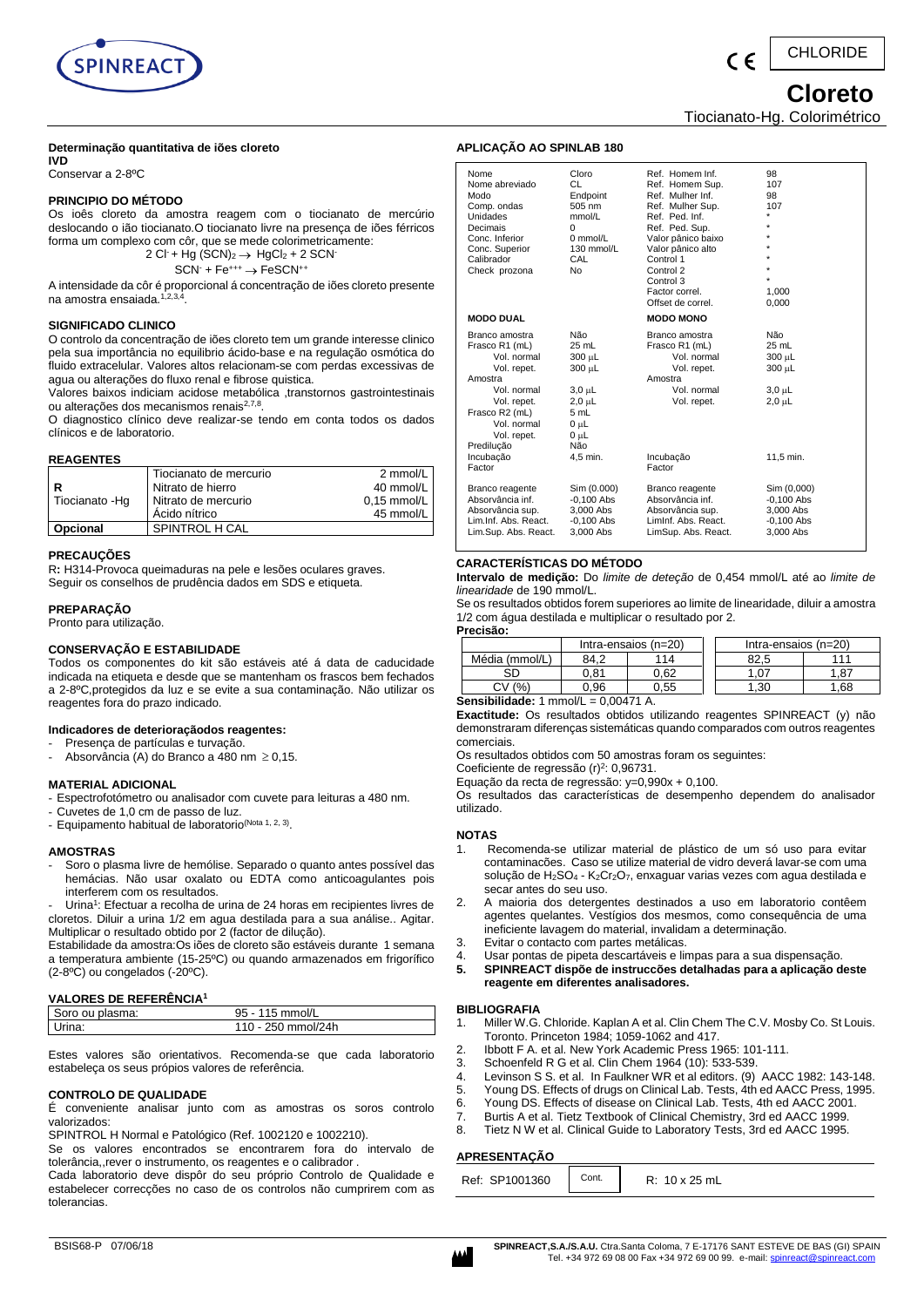CHLORIDE

# Cloreto

Tiocianato-Hg. Colorimétrico

**Determinação quantitativa de iões cloreto**
**IVD**
Conservar a 2-8ºC

## PRINCIPIO DO MÉTODO

Os ioês cloreto da amostra reagem com o tiocianato de mercúrio deslocando o ião tiocianato.O tiocianato livre na presença de iões férricos forma um complexo com côr, que se mede colorimetricamente:

$$2\ Cl^- + Hg\ (SCN)_2 \rightarrow HgCl_2 + 2\ SCN^-$$

$$SCN^- + Fe^{+++} \rightarrow FeSCN^{++}$$

A intensidade da côr é proporcional á concentração de iões cloreto presente na amostra ensaiada.[1,2,3,4].

## SIGNIFICADO CLINICO

O controlo da concentração de iões cloreto tem um grande interesse clinico pela sua importância no equilibrio ácido-base e na regulação osmótica do fluido extracelular. Valores altos relacionam-se com perdas excessivas de agua ou alterações do fluxo renal e fibrose quistica.

Valores baixos indiciam acidose metabólica ,transtornos gastrointestinais ou alterações dos mecanismos renais[2,7,8].

O diagnostico clínico deve realizar-se tendo em conta todos os dados clínicos e de laboratorio.

## REAGENTES

| | | |
|---|---|---|
| R<br>Tiocianato -Hg | Tiocianato de mercurio | 2 mmol/L |
| | Nitrato de hierro | 40 mmol/L |
| | Nitrato de mercurio | 0,15 mmol/L |
| | Ácido nítrico | 45 mmol/L |
| **Opcional** | SPINTROL H CAL | |

## PRECAUÇÕES

R**:** H314-Provoca queimaduras na pele e lesões oculares graves.
Seguir os conselhos de prudência dados em SDS e etiqueta.

## PREPARAÇÃO

Pronto para utilização.

## CONSERVAÇÃO E ESTABILIDADE

Todos os componentes do kit são estáveis até á data de caducidade indicada na etiqueta e desde que se mantenham os frascos bem fechados a 2-8ºC,protegidos da luz e se evite a sua contaminação. Não utilizar os reagentes fora do prazo indicado.

### Indicadores de deterioraçãodos reagentes:

- Presença de partículas e turvação.
- Absorvância (A) do Branco a 480 nm $\geq$ 0,15.

## MATERIAL ADICIONAL

- Espectrofotómetro ou analisador com cuvete para leituras a 480 nm.
- Cuvetes de 1,0 cm de passo de luz.
- Equipamento habitual de laboratorio(Nota 1, 2, 3).

## AMOSTRAS

- Soro o plasma livre de hemólise. Separado o quanto antes possível das hemácias. Não usar oxalato ou EDTA como anticoagulantes pois interferem com os resultados.
- Urina[1]: Efectuar a recolha de urina de 24 horas em recipientes livres de cloretos. Diluir a urina 1/2 em agua destilada para a sua análise.. Agitar. Multiplicar o resultado obtido por 2 (factor de diluição).

Estabilidade da amostra:Os iões de cloreto são estáveis durante 1 semana a temperatura ambiente (15-25ºC) ou quando armazenados em frigorífico (2-8ºC) ou congelados (-20ºC).

## VALORES DE REFERÊNCIA[1]

| | |
|---|---|
| Soro ou plasma: | 95 - 115 mmol/L |
| Urina: | 110 - 250 mmol/24h |

Estes valores são orientativos. Recomenda-se que cada laboratorio estabeleça os seus própios valores de referência.

## CONTROLO DE QUALIDADE

É conveniente analisar junto com as amostras os soros controlo valorizados:

SPINTROL H Normal e Patológico (Ref. 1002120 e 1002210).

Se os valores encontrados se encontrarem fora do intervalo de tolerância,,rever o instrumento, os reagentes e o calibrador .

Cada laboratorio deve dispôr do seu próprio Controlo de Qualidade e estabelecer correcções no caso de os controlos não cumprirem com as tolerancias.

## APLICAÇÃO AO SPINLAB 180

| | | | |
|---|---|---|---|
| Nome | Cloro | Ref. Homem Inf. | 98 |
| Nome abreviado | CL | Ref. Homem Sup. | 107 |
| Modo | Endpoint | Ref. Mulher Inf. | 98 |
| Comp. ondas | 505 nm | Ref. Mulher Sup. | 107 |
| Unidades | mmol/L | Ref. Ped. Inf. | * |
| Decimais | 0 | Ref. Ped. Sup. | * |
| Conc. Inferior | 0 mmol/L | Valor pânico baixo | * |
| Conc. Superior | 130 mmol/L | Valor pânico alto | * |
| Calibrador | CAL | Control 1 | * |
| Check prozona | No | Control 2 | * |
| | | Control 3 | * |
| | | Factor correl. | 1,000 |
| | | Offset de correl. | 0,000 |
| **MODO DUAL** | | **MODO MONO** | |
| Branco amostra | Não | Branco amostra | Não |
| Frasco R1 (mL) | 25 mL | Frasco R1 (mL) | 25 mL |
| Vol. normal | 300 µL | Vol. normal | 300 µL |
| Vol. repet. | 300 µL | Vol. repet. | 300 µL |
| Amostra | | Amostra | |
| Vol. normal | 3,0 µL | Vol. normal | 3,0 µL |
| Vol. repet. | 2,0 µL | Vol. repet. | 2,0 µL |
| Frasco R2 (mL) | 5 mL | | |
| Vol. normal | 0 µL | | |
| Vol. repet. | 0 µL | | |
| Prediluição | Não | | |
| Incubação | 4,5 min. | Incubação | 11,5 min. |
| Factor | | Factor | |
| Branco reagente | Sim (0.000) | Branco reagente | Sim (0,000) |
| Absorvância inf. | -0,100 Abs | Absorvância inf. | -0,100 Abs |
| Absorvância sup. | 3,000 Abs | Absorvância sup. | 3,000 Abs |
| Lim.Inf. Abs. React. | -0,100 Abs | LimInf. Abs. React. | -0,100 Abs |
| Lim.Sup. Abs. React. | 3,000 Abs | LimSup. Abs. React. | 3,000 Abs |

## CARACTERÍSTICAS DO MÉTODO

**Intervalo de medição:** Do *limite de deteção* de 0,454 mmol/L até ao *limite de linearidade* de 190 mmol/L.

Se os resultados obtidos forem superiores ao limite de linearidade, diluir a amostra 1/2 com água destilada e multiplicar o resultado por 2.

**Precisão:**

| | Intra-ensaios (n=20) | | Intra-ensaios (n=20) | |
|---|---|---|---|---|
| Média (mmol/L) | 84,2 | 114 | 82,5 | 111 |
| SD | 0,81 | 0,62 | 1,07 | 1,87 |
| CV (%) | 0,96 | 0,55 | 1,30 | 1,68 |

**Sensibilidade:** 1 mmol/L = 0,00471 A.

**Exactitude:** Os resultados obtidos utilizando reagentes SPINREACT (y) não demonstraram diferenças sistemáticas quando comparados com outros reagentes comerciais.

Os resultados obtidos com 50 amostras foram os seguintes:

Coeficiente de regressão $(r)^2$: 0,96731.

Equação da recta de regressão: y=0,990x + 0,100.

Os resultados das características de desempenho dependem do analisador utilizado.

## NOTAS

1. Recomenda-se utilizar material de plástico de um só uso para evitar contaminacões. Caso se utilize material de vidro deverá lavar-se com uma solução de $H_2SO_4$ - $K_2Cr_2O_7$, enxaguar varias vezes com agua destilada e secar antes do seu uso.
2. A maioria dos detergentes destinados a uso en laboratorio contêem agentes quelantes. Vestígios dos mesmos, como consequência de uma ineficiente lavagem do material, invalidam a determinação.
3. Evitar o contacto com partes metálicas.
4. Usar pontas de pipeta descartáveis e limpas para a sua dispensação.
5. **SPINREACT dispõe de instrucções detalhadas para a aplicação deste reagente em diferentes analisadores.**

## BIBLIOGRAFIA

1. Miller W.G. Chloride. Kaplan A et al. Clin Chem The C.V. Mosby Co. St Louis. Toronto. Princeton 1984; 1059-1062 and 417.
2. Ibbott F A. et al. New York Academic Press 1965: 101-111.
3. Schoenfeld R G et al. Clin Chem 1964 (10): 533-539.
4. Levinson S S. et al. In Faulkner WR et al editors. (9) AACC 1982: 143-148.
5. Young DS. Effects of drugs on Clinical Lab. Tests, 4th ed AACC Press, 1995.
6. Young DS. Effects of disease on Clinical Lab. Tests, 4th ed AACC 2001.
7. Burtis A et al. Tietz Textbook of Clinical Chemistry, 3rd ed AACC 1999.
8. Tietz N W et al. Clinical Guide to Laboratory Tests, 3rd ed AACC 1995.

## APRESENTAÇÃO

| | | |
|---|---|---|
| Ref: SP1001360 | Cont. | R: 10 x 25 mL |

BSIS68-P 07/06/18

**SPINREACT,S.A./S.A.U.** Ctra.Santa Coloma, 7 E-17176 SANT ESTEVE DE BAS (GI) SPAIN
Tel. +34 972 69 08 00 Fax +34 972 69 00 99. e-mail: spinreact@spinreact.com